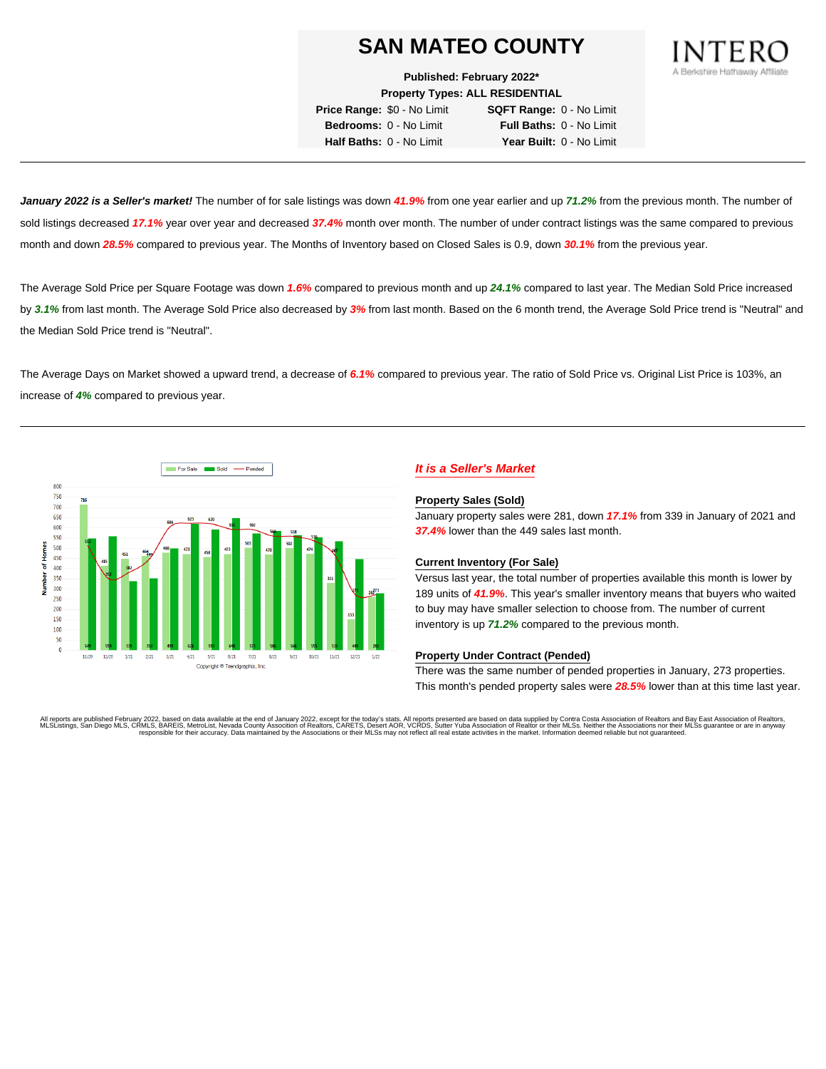# SAN MATEO COUNTY

**Published: February 2022***

**Property Types: ALL RESIDENTIAL**

**Price Range:** $0 - No Limit **SQFT Range:** 0 - No Limit

**Bedrooms:** 0 - No Limit **Full Baths:** 0 - No Limit

**Half Baths:** 0 - No Limit **Year Built:** 0 - No Limit

INTERO
A Berkshire Hathaway Affiliate

---

***January 2022 is a Seller's market!*** The number of for sale listings was down ***41.9%*** from one year earlier and up ***71.2%*** from the previous month. The number of sold listings decreased ***17.1%*** year over year and decreased ***37.4%*** month over month. The number of under contract listings was the same compared to previous month and down ***28.5%*** compared to previous year. The Months of Inventory based on Closed Sales is 0.9, down ***30.1%*** from the previous year.

The Average Sold Price per Square Footage was down ***1.6%*** compared to previous month and up ***24.1%*** compared to last year. The Median Sold Price increased by ***3.1%*** from last month. The Average Sold Price also decreased by ***3%*** from last month. Based on the 6 month trend, the Average Sold Price trend is "Neutral" and the Median Sold Price trend is "Neutral".

The Average Days on Market showed a upward trend, a decrease of ***6.1%*** compared to previous year. The ratio of Sold Price vs. Original List Price is 103%, an increase of ***4%*** compared to previous year.

---

| Month | For Sale | Sold | Pended |
|---|---|---|---|
| 11/20 | 716 | 549 | 512 |
| 12/20 | 415 | 559 | 342 |
| 1/21 | 451 | 339 | 382 |
| 2/21 | 464 | 353 | 449 |
| 3/21 | 480 | 499 | 606 |
| 4/21 | 475 | 621 | 623 |
| 5/21 | 458 | 593 | 620 |
| 6/21 | 473 | 648 | 596 |
| 7/21 | 503 | 573 | 592 |
| 8/21 | 470 | 586 | 560 |
| 9/21 | 502 | 566 | 558 |
| 10/21 | 474 | 555 | 536 |
| 11/21 | 331 | 535 | 467 |
| 12/21 | 153 | 449 | 273 |
| 1/22 | 262 | 281 | 273 |

Copyright © Trendgraphix, Inc.

### *It is a Seller's Market*

**Property Sales (Sold)**

January property sales were 281, down ***17.1%*** from 339 in January of 2021 and ***37.4%*** lower than the 449 sales last month.

**Current Inventory (For Sale)**

Versus last year, the total number of properties available this month is lower by 189 units of ***41.9%***. This year's smaller inventory means that buyers who waited to buy may have smaller selection to choose from. The number of current inventory is up ***71.2%*** compared to the previous month.

**Property Under Contract (Pended)**

There was the same number of pended properties in January, 273 properties. This month's pended property sales were ***28.5%*** lower than at this time last year.

All reports are published February 2022, based on data available at the end of January 2022, except for the today's stats. All reports presented are based on data supplied by Contra Costa Association of Realtors and Bay East Association of Realtors, MLSListings, San Diego MLS, CRMLS, BAREIS, MetroList, Nevada County Association of Realtors, CARETS, Desert AOR, VCRDS, Sutter Yuba Association of Realtor or their MLSs. Neither the Associations nor their MLSs guarantee or are in anyway responsible for their accuracy. Data maintained by the Associations or their MLSs may not reflect all real estate activities in the market. Information deemed reliable but not guaranteed.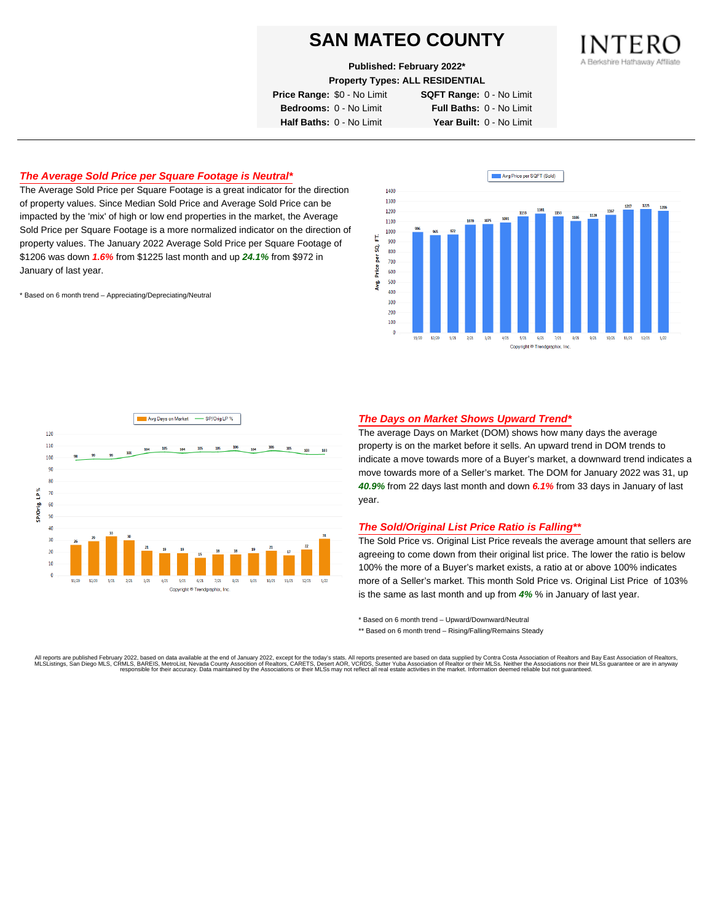# SAN MATEO COUNTY

**Published: February 2022***

**Property Types: ALL RESIDENTIAL**

| | | | |
|---|---|---|---|
| **Price Range:** | $0 - No Limit | **SQFT Range:** | 0 - No Limit |
| **Bedrooms:** | 0 - No Limit | **Full Baths:** | 0 - No Limit |
| **Half Baths:** | 0 - No Limit | **Year Built:** | 0 - No Limit |

## *The Average Sold Price per Square Footage is Neutral**

The Average Sold Price per Square Footage is a great indicator for the direction of property values. Since Median Sold Price and Average Sold Price can be impacted by the 'mix' of high or low end properties in the market, the Average Sold Price per Square Footage is a more normalized indicator on the direction of property values. The January 2022 Average Sold Price per Square Footage of $1206 was down ***1.6%*** from $1225 last month and up ***24.1%*** from $972 in January of last year.

\* Based on 6 month trend – Appreciating/Depreciating/Neutral

Avg Price per SQFT (Sold)

| Month | 11/20 | 12/20 | 1/21 | 2/21 | 3/21 | 4/21 | 5/21 | 6/21 | 7/21 | 8/21 | 9/21 | 10/21 | 11/21 | 12/21 | 1/22 |
|---|---|---|---|---|---|---|---|---|---|---|---|---|---|---|---|
| Avg. Price per SQ. FT. | 996 | 965 | 972 | 1070 | 1075 | 1091 | 1153 | 1181 | 1151 | 1106 | 1128 | 1167 | 1217 | 1225 | 1206 |

Copyright © Trendgraphix, Inc.

| Month | 11/20 | 12/20 | 1/21 | 2/21 | 3/21 | 4/21 | 5/21 | 6/21 | 7/21 | 8/21 | 9/21 | 10/21 | 11/21 | 12/21 | 1/22 |
|---|---|---|---|---|---|---|---|---|---|---|---|---|---|---|---|
| Avg Days on Market | 26 | 29 | 33 | 30 | 21 | 19 | 19 | 15 | 18 | 18 | 19 | 21 | 17 | 22 | 31 |
| SP/Orig LP % | 98 | 99 | 99 | 101 | 104 | 105 | 104 | 105 | 105 | 106 | 104 | 106 | 105 | 103 | 103 |

Copyright © Trendgraphix, Inc.

## *The Days on Market Shows Upward Trend**

The average Days on Market (DOM) shows how many days the average property is on the market before it sells. An upward trend in DOM trends to indicate a move towards more of a Buyer's market, a downward trend indicates a move towards more of a Seller's market. The DOM for January 2022 was 31, up ***40.9%*** from 22 days last month and down ***6.1%*** from 33 days in January of last year.

## *The Sold/Original List Price Ratio is Falling***

The Sold Price vs. Original List Price reveals the average amount that sellers are agreeing to come down from their original list price. The lower the ratio is below 100% the more of a Buyer's market exists, a ratio at or above 100% indicates more of a Seller's market. This month Sold Price vs. Original List Price of 103% is the same as last month and up from ***4%*** % in January of last year.

\* Based on 6 month trend – Upward/Downward/Neutral

\** Based on 6 month trend – Rising/Falling/Remains Steady

All reports are published February 2022, based on data available at the end of January 2022, except for the today's stats. All reports presented are based on data supplied by Contra Costa Association of Realtors and Bay East Association of Realtors, MLSListings, San Diego MLS, CRMLS, BAREIS, MetroList, Nevada County Association of Realtors, CARETS, Desert AOR, VCRDS, Sutter Yuba Association of Realtor or their MLSs. Neither the Associations nor their MLSs guarantee or are in anyway responsible for their accuracy. Data maintained by the Associations or their MLSs may not reflect all real estate activities in the market. Information deemed reliable but not guaranteed.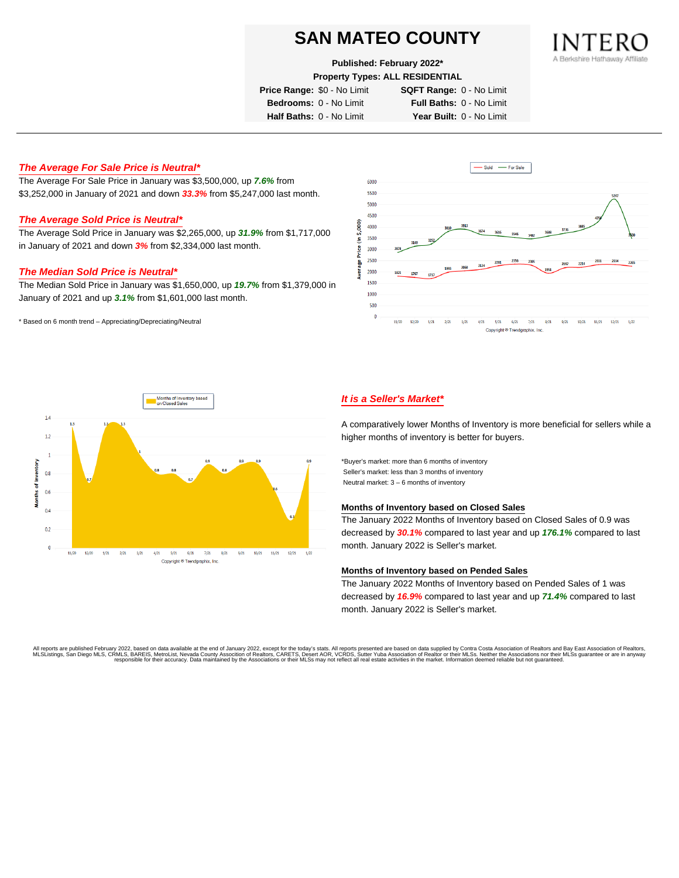# SAN MATEO COUNTY

**Published: February 2022***

**Property Types: ALL RESIDENTIAL**

| | | | |
|---|---|---|---|
| **Price Range:** | $0 - No Limit | **SQFT Range:** | 0 - No Limit |
| **Bedrooms:** | 0 - No Limit | **Full Baths:** | 0 - No Limit |
| **Half Baths:** | 0 - No Limit | **Year Built:** | 0 - No Limit |

## *The Average For Sale Price is Neutral**

The Average For Sale Price in January was $3,500,000, up ***7.6%*** from $3,252,000 in January of 2021 and down ***33.3%*** from $5,247,000 last month.

## *The Average Sold Price is Neutral**

The Average Sold Price in January was $2,265,000, up ***31.9%*** from $1,717,000 in January of 2021 and down ***3%*** from $2,334,000 last month.

## *The Median Sold Price is Neutral**

The Median Sold Price in January was $1,650,000, up ***19.7%*** from $1,379,000 in January of 2021 and up ***3.1%*** from $1,601,000 last month.

* Based on 6 month trend – Appreciating/Depreciating/Neutral

## *It is a Seller's Market**

A comparatively lower Months of Inventory is more beneficial for sellers while a higher months of inventory is better for buyers.

*Buyer's market: more than 6 months of inventory
Seller's market: less than 3 months of inventory
Neutral market: 3 – 6 months of inventory

### Months of Inventory based on Closed Sales

The January 2022 Months of Inventory based on Closed Sales of 0.9 was decreased by ***30.1%*** compared to last year and up ***176.1%*** compared to last month. January 2022 is Seller's market.

### Months of Inventory based on Pended Sales

The January 2022 Months of Inventory based on Pended Sales of 1 was decreased by ***16.9%*** compared to last year and up ***71.4%*** compared to last month. January 2022 is Seller's market.

All reports are published February 2022, based on data available at the end of January 2022, except for the today's stats. All reports presented are based on data supplied by Contra Costa Association of Realtors and Bay East Association of Realtors, MLSListings, San Diego MLS, CRMLS, BAREIS, MetroList, Nevada County Association of Realtors, CARETS, Desert AOR, VCRDS, Sutter Yuba Association of Realtor or their MLSs. Neither the Associations nor their MLSs guarantee or are in anyway responsible for their accuracy. Data maintained by the Associations or their MLSs may not reflect all real estate activities in the market. Information deemed reliable but not guaranteed.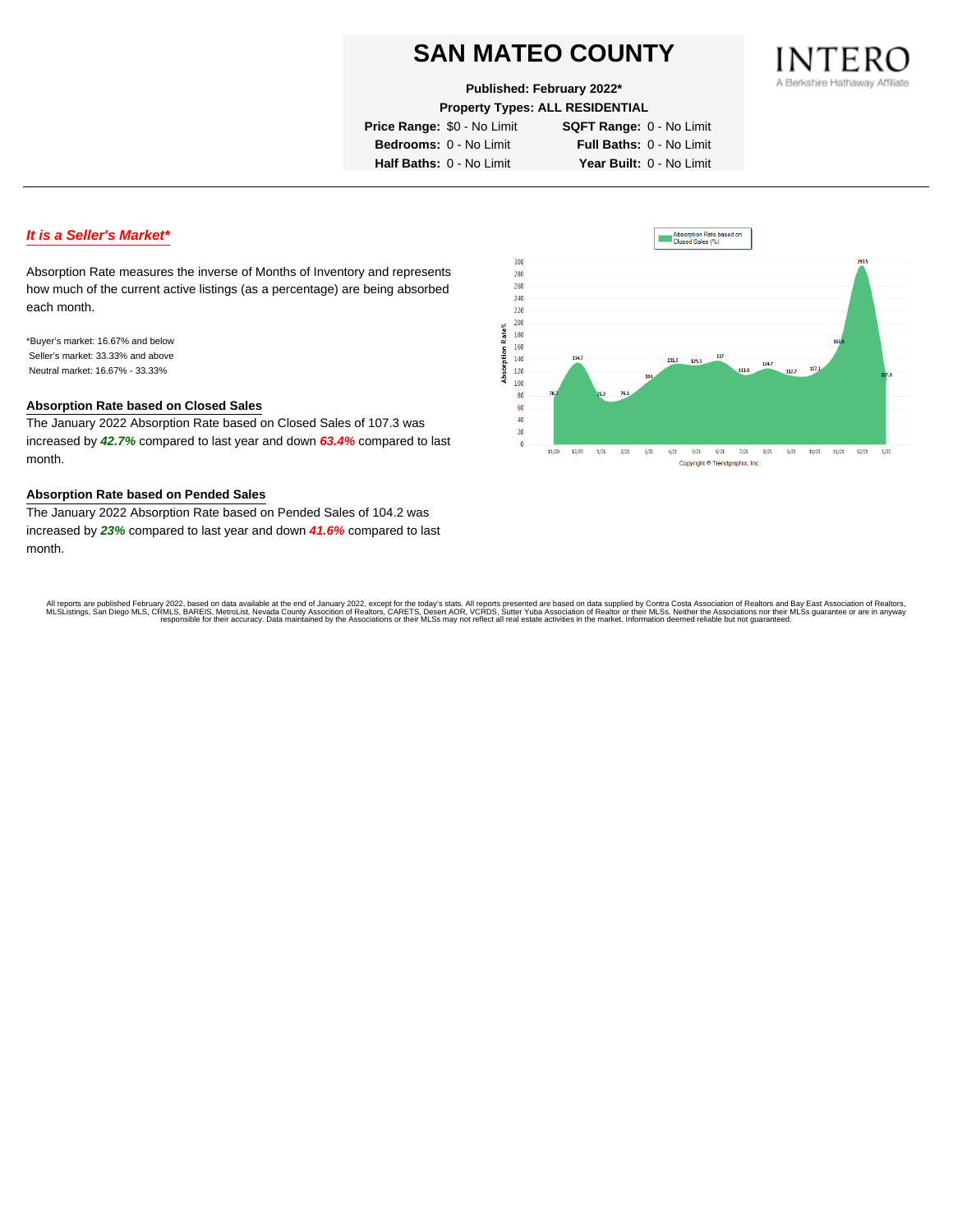# SAN MATEO COUNTY

INTERO
A Berkshire Hathaway Affiliate

**Published: February 2022***

**Property Types: ALL RESIDENTIAL**

**Price Range:** $0 - No Limit **SQFT Range:** 0 - No Limit
**Bedrooms:** 0 - No Limit **Full Baths:** 0 - No Limit
**Half Baths:** 0 - No Limit **Year Built:** 0 - No Limit

## *It is a Seller's Market**

Absorption Rate measures the inverse of Months of Inventory and represents how much of the current active listings (as a percentage) are being absorbed each month.

*Buyer's market: 16.67% and below
Seller's market: 33.33% and above
Neutral market: 16.67% - 33.33%

### Absorption Rate based on Closed Sales

The January 2022 Absorption Rate based on Closed Sales of 107.3 was increased by ***42.7%*** compared to last year and down ***63.4%*** compared to last month.

### Absorption Rate based on Pended Sales

The January 2022 Absorption Rate based on Pended Sales of 104.2 was increased by ***23%*** compared to last year and down ***41.6%*** compared to last month.

Absorption Rate based on Closed Sales (%)

Absorption Rate%

300
280
260
240
220
200
180
160
140
120
100
80
60
40
20
0

76.2
134.7
75.2
76.1
104
131.3
129.5
137
113.9
124.7
112.7
117.1
161.6
293.5
107.3

11/20 12/20 1/21 2/21 3/21 4/21 5/21 6/21 7/21 8/21 9/21 10/21 11/21 12/21 1/22

Copyright ® Trendgraphix, Inc.

All reports are published February 2022, based on data available at the end of January 2022, except for the today's stats. All reports presented are based on data supplied by Contra Costa Association of Realtors and Bay East Association of Realtors, MLSListings, San Diego MLS, CRMLS, BAREIS, MetroList, Nevada County Assocition of Realtors, CARETS, Desert AOR, VCRDS, Sutter Yuba Association of Realtor or their MLSs. Neither the Associations nor their MLSs guarantee or are in anyway responsible for their accuracy. Data maintained by the Associations or their MLSs may not reflect all real estate activities in the market. Information deemed reliable but not guaranteed.